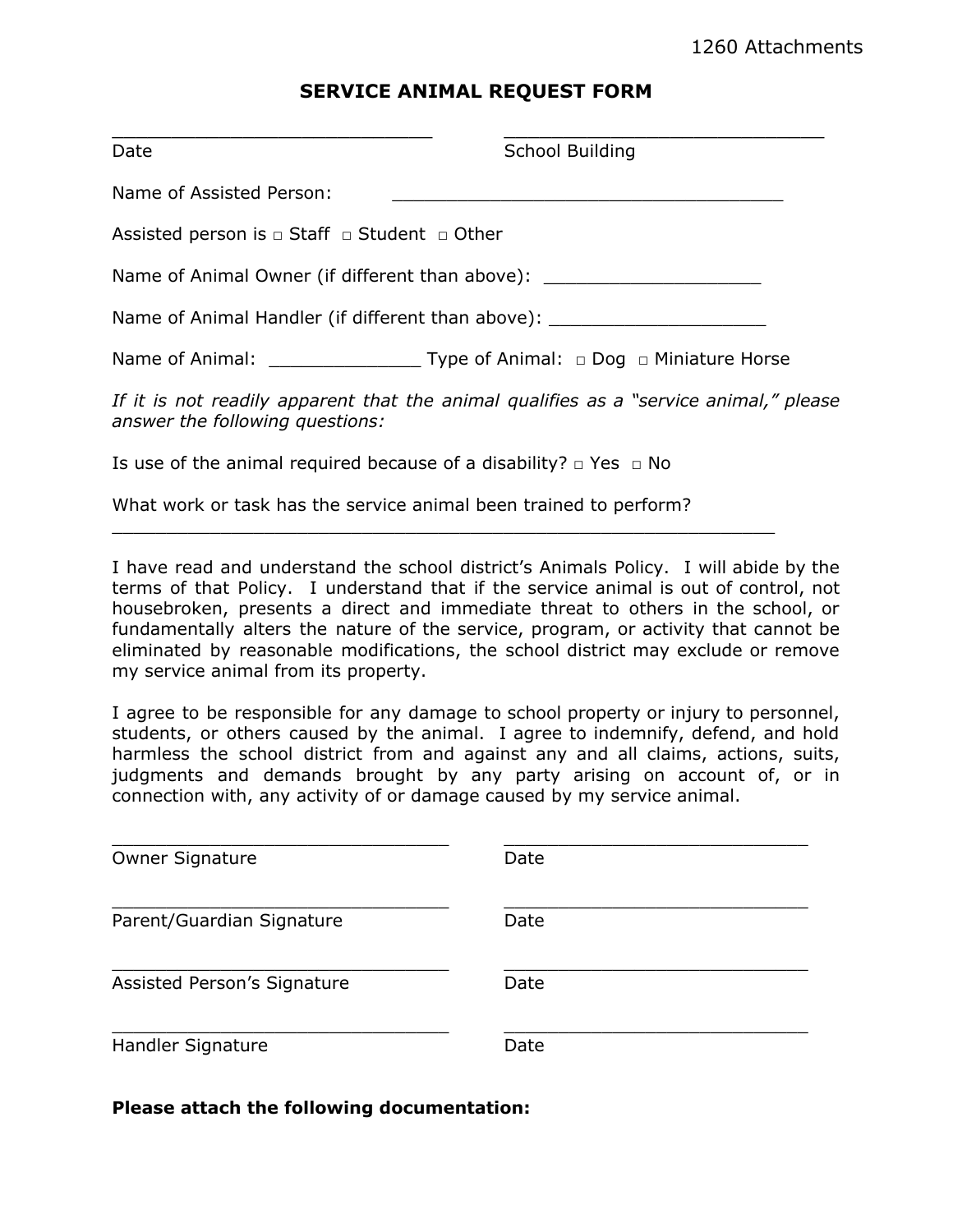1260 Attachments

# SERVICE ANIMAL REQUEST FORM

______________________________ ______________________________
Date School Building

Name of Assisted Person: ____________________________________

Assisted person is □ Staff □ Student □ Other

Name of Animal Owner (if different than above): ____________________

Name of Animal Handler (if different than above): ____________________

Name of Animal: ______________ Type of Animal: □ Dog □ Miniature Horse

*If it is not readily apparent that the animal qualifies as a "service animal," please answer the following questions:*

Is use of the animal required because of a disability? □ Yes □ No

What work or task has the service animal been trained to perform?
______________________________________________________________

I have read and understand the school district's Animals Policy. I will abide by the terms of that Policy. I understand that if the service animal is out of control, not housebroken, presents a direct and immediate threat to others in the school, or fundamentally alters the nature of the service, program, or activity that cannot be eliminated by reasonable modifications, the school district may exclude or remove my service animal from its property.

I agree to be responsible for any damage to school property or injury to personnel, students, or others caused by the animal. I agree to indemnify, defend, and hold harmless the school district from and against any and all claims, actions, suits, judgments and demands brought by any party arising on account of, or in connection with, any activity of or damage caused by my service animal.

______________________________ ______________________________
Owner Signature Date

______________________________ ______________________________
Parent/Guardian Signature Date

______________________________ ______________________________
Assisted Person's Signature Date

______________________________ ______________________________
Handler Signature Date

**Please attach the following documentation:**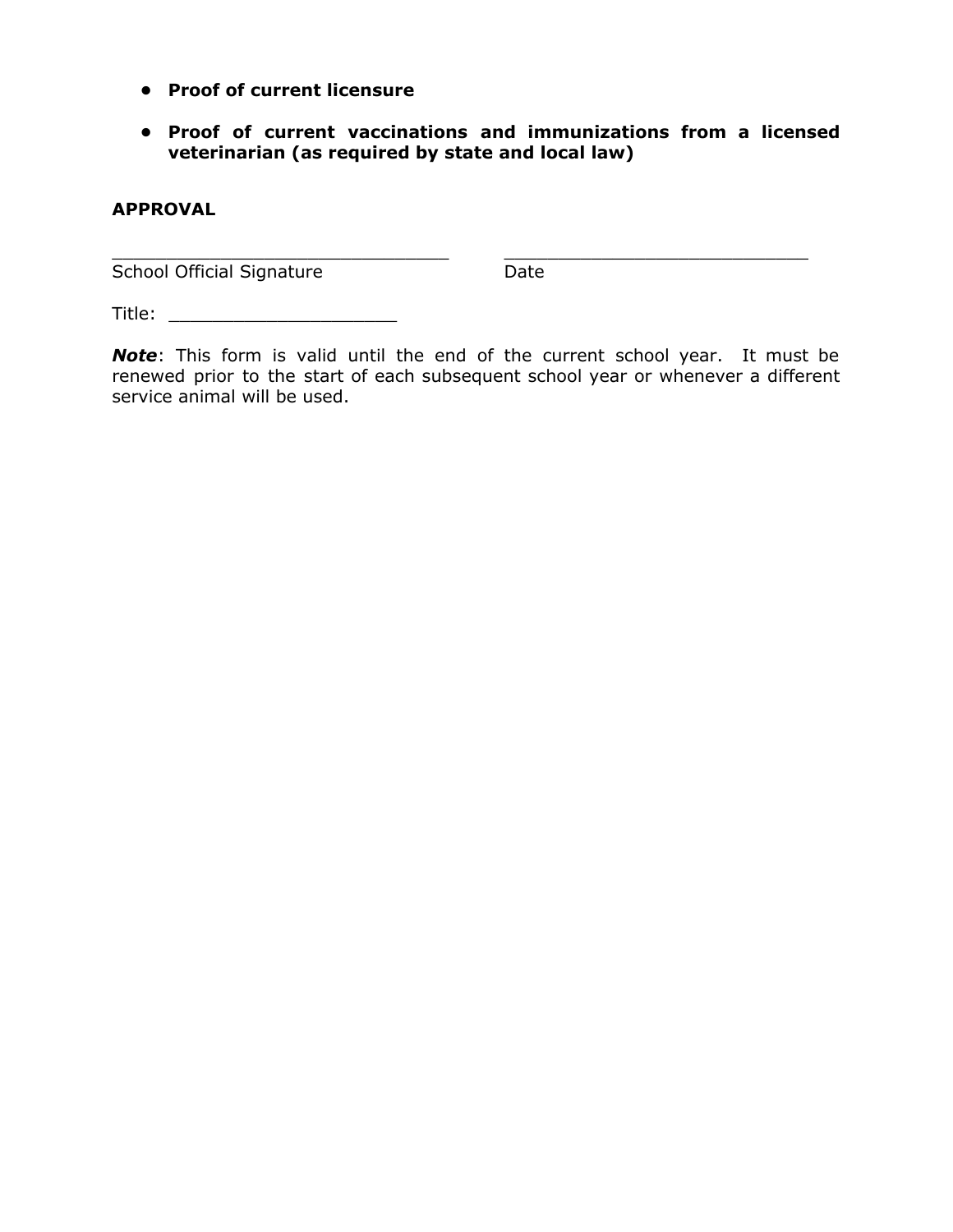- **Proof of current licensure**

- **Proof of current vaccinations and immunizations from a licensed veterinarian (as required by state and local law)**

**APPROVAL**

________________________________ ____________________________
School Official Signature Date

Title: _____________________

***Note***: This form is valid until the end of the current school year. It must be renewed prior to the start of each subsequent school year or whenever a different service animal will be used.